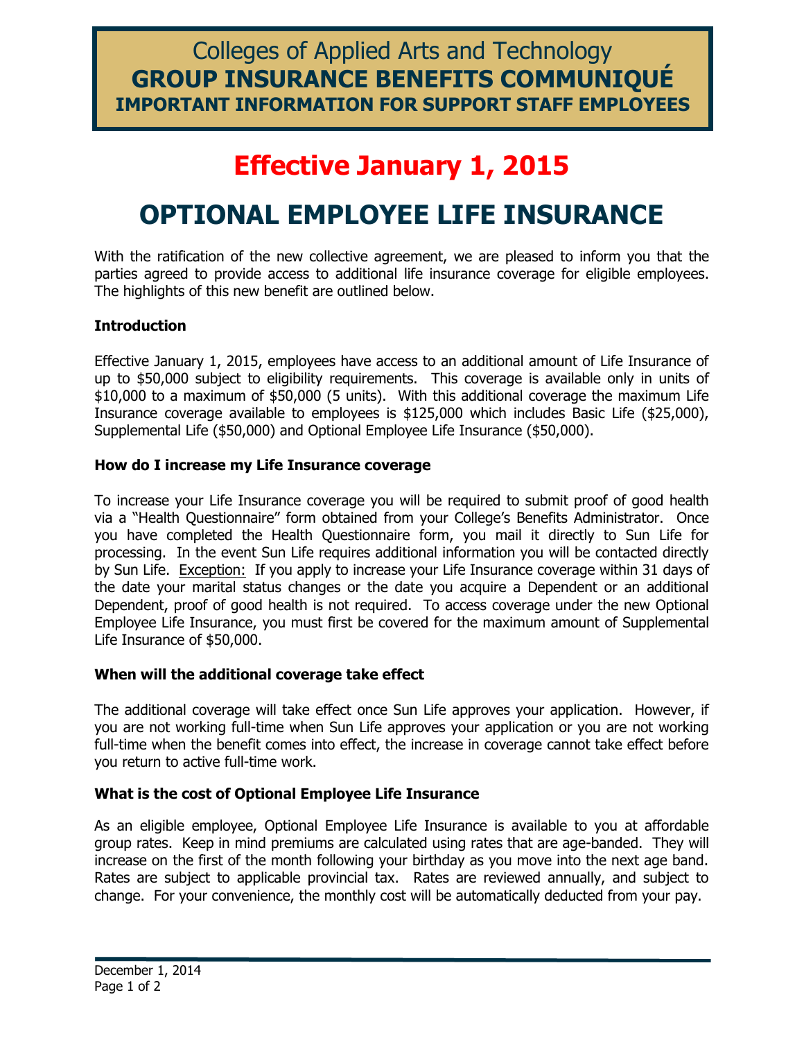# Colleges of Applied Arts and Technology
# GROUP INSURANCE BENEFITS COMMUNIQUÉ
## IMPORTANT INFORMATION FOR SUPPORT STAFF EMPLOYEES

# Effective January 1, 2015

# OPTIONAL EMPLOYEE LIFE INSURANCE

With the ratification of the new collective agreement, we are pleased to inform you that the parties agreed to provide access to additional life insurance coverage for eligible employees. The highlights of this new benefit are outlined below.

### Introduction

Effective January 1, 2015, employees have access to an additional amount of Life Insurance of up to $50,000 subject to eligibility requirements. This coverage is available only in units of $10,000 to a maximum of $50,000 (5 units). With this additional coverage the maximum Life Insurance coverage available to employees is $125,000 which includes Basic Life ($25,000), Supplemental Life ($50,000) and Optional Employee Life Insurance ($50,000).

### How do I increase my Life Insurance coverage

To increase your Life Insurance coverage you will be required to submit proof of good health via a "Health Questionnaire" form obtained from your College's Benefits Administrator. Once you have completed the Health Questionnaire form, you mail it directly to Sun Life for processing. In the event Sun Life requires additional information you will be contacted directly by Sun Life. Exception: If you apply to increase your Life Insurance coverage within 31 days of the date your marital status changes or the date you acquire a Dependent or an additional Dependent, proof of good health is not required. To access coverage under the new Optional Employee Life Insurance, you must first be covered for the maximum amount of Supplemental Life Insurance of $50,000.

### When will the additional coverage take effect

The additional coverage will take effect once Sun Life approves your application. However, if you are not working full-time when Sun Life approves your application or you are not working full-time when the benefit comes into effect, the increase in coverage cannot take effect before you return to active full-time work.

### What is the cost of Optional Employee Life Insurance

As an eligible employee, Optional Employee Life Insurance is available to you at affordable group rates. Keep in mind premiums are calculated using rates that are age-banded. They will increase on the first of the month following your birthday as you move into the next age band. Rates are subject to applicable provincial tax. Rates are reviewed annually, and subject to change. For your convenience, the monthly cost will be automatically deducted from your pay.

December 1, 2014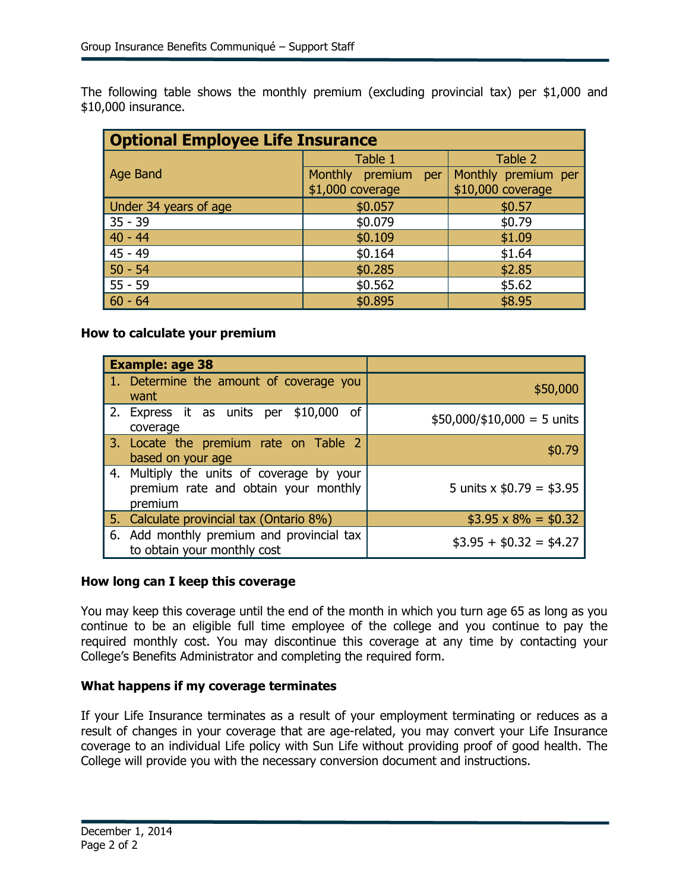The following table shows the monthly premium (excluding provincial tax) per $1,000 and $10,000 insurance.

| Optional Employee Life Insurance | | |
|---|---|---|
| Age Band | Table 1<br>Monthly premium per $1,000 coverage | Table 2<br>Monthly premium per $10,000 coverage |
| Under 34 years of age | $0.057 | $0.57 |
| 35 - 39 | $0.079 | $0.79 |
| 40 - 44 | $0.109 | $1.09 |
| 45 - 49 | $0.164 | $1.64 |
| 50 - 54 | $0.285 | $2.85 |
| 55 - 59 | $0.562 | $5.62 |
| 60 - 64 | $0.895 | $8.95 |

**How to calculate your premium**

| Example: age 38 | |
|---|---|
| 1. Determine the amount of coverage you want | $50,000 |
| 2. Express it as units per $10,000 of coverage | $50,000/$10,000 = 5 units |
| 3. Locate the premium rate on Table 2 based on your age | $0.79 |
| 4. Multiply the units of coverage by your premium rate and obtain your monthly premium | 5 units x $0.79 = $3.95 |
| 5. Calculate provincial tax (Ontario 8%) | $3.95 x 8% = $0.32 |
| 6. Add monthly premium and provincial tax to obtain your monthly cost | $3.95 + $0.32 = $4.27 |

**How long can I keep this coverage**

You may keep this coverage until the end of the month in which you turn age 65 as long as you continue to be an eligible full time employee of the college and you continue to pay the required monthly cost. You may discontinue this coverage at any time by contacting your College's Benefits Administrator and completing the required form.

**What happens if my coverage terminates**

If your Life Insurance terminates as a result of your employment terminating or reduces as a result of changes in your coverage that are age-related, you may convert your Life Insurance coverage to an individual Life policy with Sun Life without providing proof of good health. The College will provide you with the necessary conversion document and instructions.

December 1, 2014